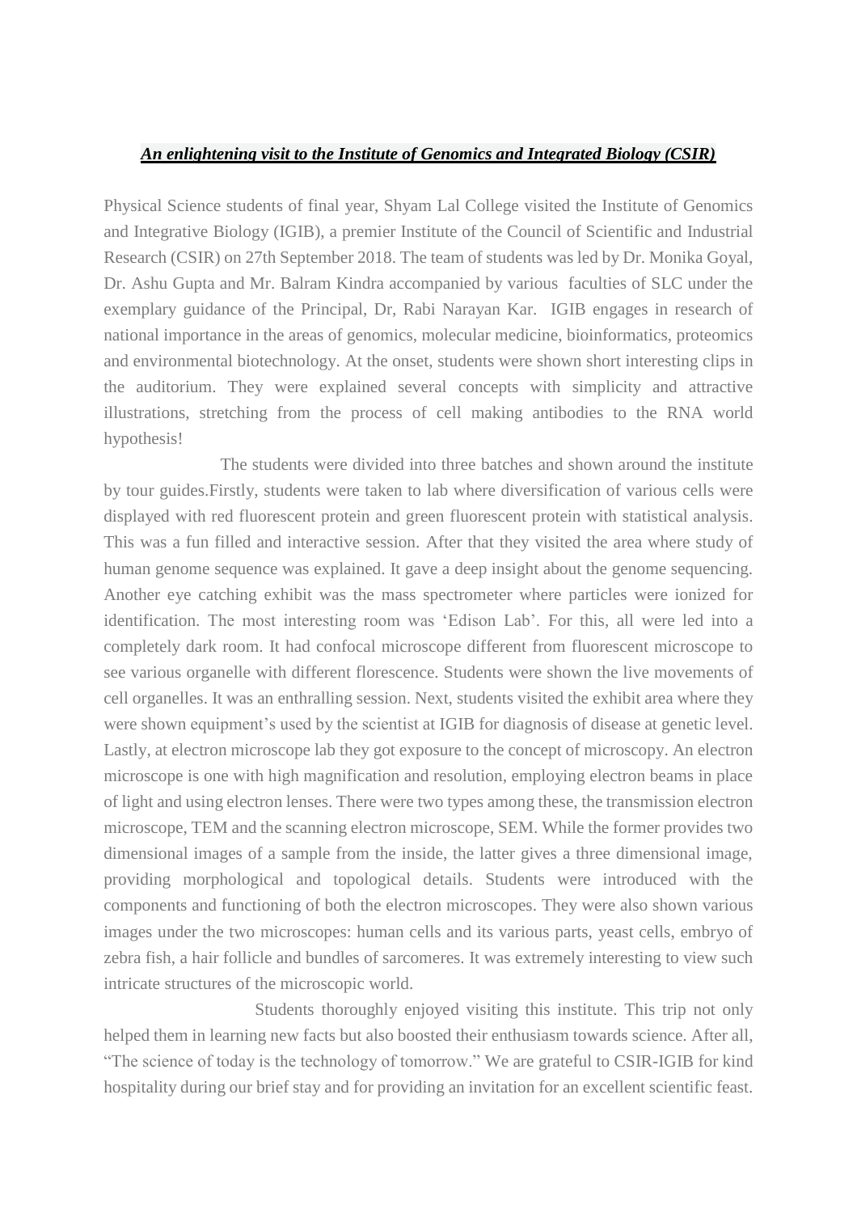***An enlightening visit to the Institute of Genomics and Integrated Biology (CSIR)***

Physical Science students of final year, Shyam Lal College visited the Institute of Genomics and Integrative Biology (IGIB), a premier Institute of the Council of Scientific and Industrial Research (CSIR) on 27th September 2018. The team of students was led by Dr. Monika Goyal, Dr. Ashu Gupta and Mr. Balram Kindra accompanied by various faculties of SLC under the exemplary guidance of the Principal, Dr, Rabi Narayan Kar. IGIB engages in research of national importance in the areas of genomics, molecular medicine, bioinformatics, proteomics and environmental biotechnology. At the onset, students were shown short interesting clips in the auditorium. They were explained several concepts with simplicity and attractive illustrations, stretching from the process of cell making antibodies to the RNA world hypothesis!

The students were divided into three batches and shown around the institute by tour guides.Firstly, students were taken to lab where diversification of various cells were displayed with red fluorescent protein and green fluorescent protein with statistical analysis. This was a fun filled and interactive session. After that they visited the area where study of human genome sequence was explained. It gave a deep insight about the genome sequencing. Another eye catching exhibit was the mass spectrometer where particles were ionized for identification. The most interesting room was 'Edison Lab'. For this, all were led into a completely dark room. It had confocal microscope different from fluorescent microscope to see various organelle with different florescence. Students were shown the live movements of cell organelles. It was an enthralling session. Next, students visited the exhibit area where they were shown equipment's used by the scientist at IGIB for diagnosis of disease at genetic level. Lastly, at electron microscope lab they got exposure to the concept of microscopy. An electron microscope is one with high magnification and resolution, employing electron beams in place of light and using electron lenses. There were two types among these, the transmission electron microscope, TEM and the scanning electron microscope, SEM. While the former provides two dimensional images of a sample from the inside, the latter gives a three dimensional image, providing morphological and topological details. Students were introduced with the components and functioning of both the electron microscopes. They were also shown various images under the two microscopes: human cells and its various parts, yeast cells, embryo of zebra fish, a hair follicle and bundles of sarcomeres. It was extremely interesting to view such intricate structures of the microscopic world.

Students thoroughly enjoyed visiting this institute. This trip not only helped them in learning new facts but also boosted their enthusiasm towards science. After all, "The science of today is the technology of tomorrow." We are grateful to CSIR-IGIB for kind hospitality during our brief stay and for providing an invitation for an excellent scientific feast.